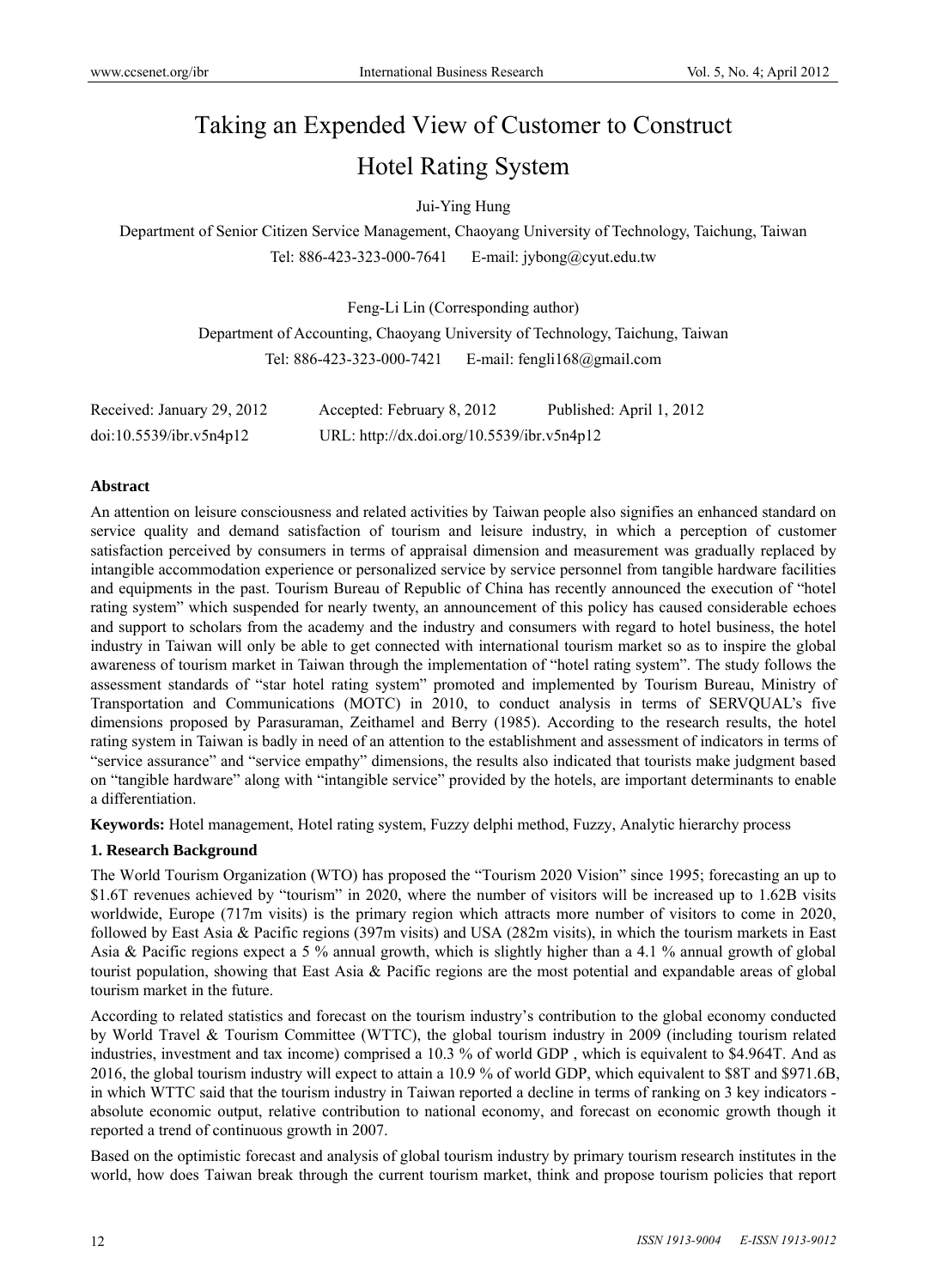# Taking an Expended View of Customer to Construct Hotel Rating System

Jui-Ying Hung

Department of Senior Citizen Service Management, Chaoyang University of Technology, Taichung, Taiwan

Tel: 886-423-323-000-7641 E-mail: jybong@cyut.edu.tw

Feng-Li Lin (Corresponding author)

Department of Accounting, Chaoyang University of Technology, Taichung, Taiwan

Tel: 886-423-323-000-7421 E-mail: fengli168@gmail.com

Received: January 29, 2012 Accepted: February 8, 2012 Published: April 1, 2012

doi:10.5539/ibr.v5n4p12 URL: http://dx.doi.org/10.5539/ibr.v5n4p12

## Abstract

An attention on leisure consciousness and related activities by Taiwan people also signifies an enhanced standard on service quality and demand satisfaction of tourism and leisure industry, in which a perception of customer satisfaction perceived by consumers in terms of appraisal dimension and measurement was gradually replaced by intangible accommodation experience or personalized service by service personnel from tangible hardware facilities and equipments in the past. Tourism Bureau of Republic of China has recently announced the execution of "hotel rating system" which suspended for nearly twenty, an announcement of this policy has caused considerable echoes and support to scholars from the academy and the industry and consumers with regard to hotel business, the hotel industry in Taiwan will only be able to get connected with international tourism market so as to inspire the global awareness of tourism market in Taiwan through the implementation of "hotel rating system". The study follows the assessment standards of "star hotel rating system" promoted and implemented by Tourism Bureau, Ministry of Transportation and Communications (MOTC) in 2010, to conduct analysis in terms of SERVQUAL's five dimensions proposed by Parasuraman, Zeithamel and Berry (1985). According to the research results, the hotel rating system in Taiwan is badly in need of an attention to the establishment and assessment of indicators in terms of "service assurance" and "service empathy" dimensions, the results also indicated that tourists make judgment based on "tangible hardware" along with "intangible service" provided by the hotels, are important determinants to enable a differentiation.

**Keywords:** Hotel management, Hotel rating system, Fuzzy delphi method, Fuzzy, Analytic hierarchy process

## 1. Research Background

The World Tourism Organization (WTO) has proposed the "Tourism 2020 Vision" since 1995; forecasting an up to $1.6T revenues achieved by "tourism" in 2020, where the number of visitors will be increased up to 1.62B visits worldwide, Europe (717m visits) is the primary region which attracts more number of visitors to come in 2020, followed by East Asia & Pacific regions (397m visits) and USA (282m visits), in which the tourism markets in East Asia & Pacific regions expect a 5 % annual growth, which is slightly higher than a 4.1 % annual growth of global tourist population, showing that East Asia & Pacific regions are the most potential and expandable areas of global tourism market in the future.

According to related statistics and forecast on the tourism industry's contribution to the global economy conducted by World Travel & Tourism Committee (WTTC), the global tourism industry in 2009 (including tourism related industries, investment and tax income) comprised a 10.3 % of world GDP , which is equivalent to $4.964T. And as 2016, the global tourism industry will expect to attain a 10.9 % of world GDP, which equivalent to $8T and $971.6B, in which WTTC said that the tourism industry in Taiwan reported a decline in terms of ranking on 3 key indicators - absolute economic output, relative contribution to national economy, and forecast on economic growth though it reported a trend of continuous growth in 2007.

Based on the optimistic forecast and analysis of global tourism industry by primary tourism research institutes in the world, how does Taiwan break through the current tourism market, think and propose tourism policies that report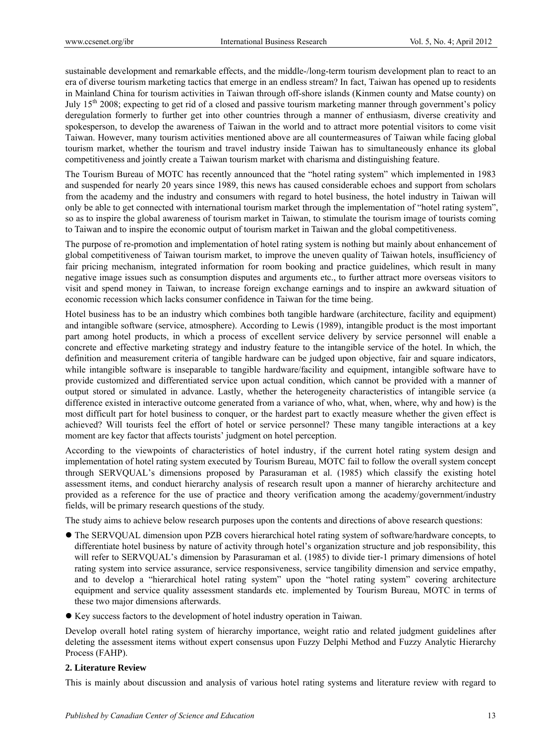sustainable development and remarkable effects, and the middle-/long-term tourism development plan to react to an era of diverse tourism marketing tactics that emerge in an endless stream? In fact, Taiwan has opened up to residents in Mainland China for tourism activities in Taiwan through off-shore islands (Kinmen county and Matse county) on July 15th 2008; expecting to get rid of a closed and passive tourism marketing manner through government's policy deregulation formerly to further get into other countries through a manner of enthusiasm, diverse creativity and spokesperson, to develop the awareness of Taiwan in the world and to attract more potential visitors to come visit Taiwan. However, many tourism activities mentioned above are all countermeasures of Taiwan while facing global tourism market, whether the tourism and travel industry inside Taiwan has to simultaneously enhance its global competitiveness and jointly create a Taiwan tourism market with charisma and distinguishing feature.

The Tourism Bureau of MOTC has recently announced that the "hotel rating system" which implemented in 1983 and suspended for nearly 20 years since 1989, this news has caused considerable echoes and support from scholars from the academy and the industry and consumers with regard to hotel business, the hotel industry in Taiwan will only be able to get connected with international tourism market through the implementation of "hotel rating system", so as to inspire the global awareness of tourism market in Taiwan, to stimulate the tourism image of tourists coming to Taiwan and to inspire the economic output of tourism market in Taiwan and the global competitiveness.

The purpose of re-promotion and implementation of hotel rating system is nothing but mainly about enhancement of global competitiveness of Taiwan tourism market, to improve the uneven quality of Taiwan hotels, insufficiency of fair pricing mechanism, integrated information for room booking and practice guidelines, which result in many negative image issues such as consumption disputes and arguments etc., to further attract more overseas visitors to visit and spend money in Taiwan, to increase foreign exchange earnings and to inspire an awkward situation of economic recession which lacks consumer confidence in Taiwan for the time being.

Hotel business has to be an industry which combines both tangible hardware (architecture, facility and equipment) and intangible software (service, atmosphere). According to Lewis (1989), intangible product is the most important part among hotel products, in which a process of excellent service delivery by service personnel will enable a concrete and effective marketing strategy and industry feature to the intangible service of the hotel. In which, the definition and measurement criteria of tangible hardware can be judged upon objective, fair and square indicators, while intangible software is inseparable to tangible hardware/facility and equipment, intangible software have to provide customized and differentiated service upon actual condition, which cannot be provided with a manner of output stored or simulated in advance. Lastly, whether the heterogeneity characteristics of intangible service (a difference existed in interactive outcome generated from a variance of who, what, when, where, why and how) is the most difficult part for hotel business to conquer, or the hardest part to exactly measure whether the given effect is achieved? Will tourists feel the effort of hotel or service personnel? These many tangible interactions at a key moment are key factor that affects tourists' judgment on hotel perception.

According to the viewpoints of characteristics of hotel industry, if the current hotel rating system design and implementation of hotel rating system executed by Tourism Bureau, MOTC fail to follow the overall system concept through SERVQUAL's dimensions proposed by Parasuraman et al. (1985) which classify the existing hotel assessment items, and conduct hierarchy analysis of research result upon a manner of hierarchy architecture and provided as a reference for the use of practice and theory verification among the academy/government/industry fields, will be primary research questions of the study.

The study aims to achieve below research purposes upon the contents and directions of above research questions:

- The SERVQUAL dimension upon PZB covers hierarchical hotel rating system of software/hardware concepts, to differentiate hotel business by nature of activity through hotel's organization structure and job responsibility, this will refer to SERVQUAL's dimension by Parasuraman et al. (1985) to divide tier-1 primary dimensions of hotel rating system into service assurance, service responsiveness, service tangibility dimension and service empathy, and to develop a "hierarchical hotel rating system" upon the "hotel rating system" covering architecture equipment and service quality assessment standards etc. implemented by Tourism Bureau, MOTC in terms of these two major dimensions afterwards.
- Key success factors to the development of hotel industry operation in Taiwan.

Develop overall hotel rating system of hierarchy importance, weight ratio and related judgment guidelines after deleting the assessment items without expert consensus upon Fuzzy Delphi Method and Fuzzy Analytic Hierarchy Process (FAHP).

## 2. Literature Review

This is mainly about discussion and analysis of various hotel rating systems and literature review with regard to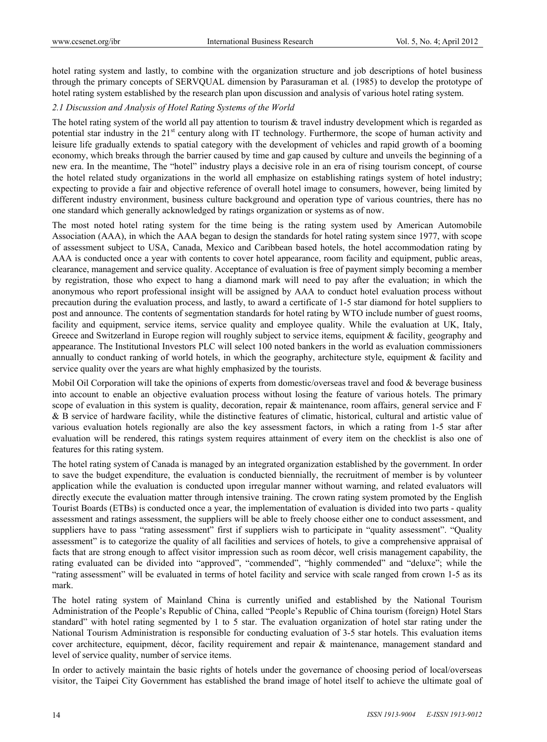hotel rating system and lastly, to combine with the organization structure and job descriptions of hotel business through the primary concepts of SERVQUAL dimension by Parasuraman et al*.* (1985) to develop the prototype of hotel rating system established by the research plan upon discussion and analysis of various hotel rating system.

### *2.1 Discussion and Analysis of Hotel Rating Systems of the World*

The hotel rating system of the world all pay attention to tourism & travel industry development which is regarded as potential star industry in the 21st century along with IT technology. Furthermore, the scope of human activity and leisure life gradually extends to spatial category with the development of vehicles and rapid growth of a booming economy, which breaks through the barrier caused by time and gap caused by culture and unveils the beginning of a new era. In the meantime, The "hotel" industry plays a decisive role in an era of rising tourism concept, of course the hotel related study organizations in the world all emphasize on establishing ratings system of hotel industry; expecting to provide a fair and objective reference of overall hotel image to consumers, however, being limited by different industry environment, business culture background and operation type of various countries, there has no one standard which generally acknowledged by ratings organization or systems as of now.

The most noted hotel rating system for the time being is the rating system used by American Automobile Association (AAA), in which the AAA began to design the standards for hotel rating system since 1977, with scope of assessment subject to USA, Canada, Mexico and Caribbean based hotels, the hotel accommodation rating by AAA is conducted once a year with contents to cover hotel appearance, room facility and equipment, public areas, clearance, management and service quality. Acceptance of evaluation is free of payment simply becoming a member by registration, those who expect to hang a diamond mark will need to pay after the evaluation; in which the anonymous who report professional insight will be assigned by AAA to conduct hotel evaluation process without precaution during the evaluation process, and lastly, to award a certificate of 1-5 star diamond for hotel suppliers to post and announce. The contents of segmentation standards for hotel rating by WTO include number of guest rooms, facility and equipment, service items, service quality and employee quality. While the evaluation at UK, Italy, Greece and Switzerland in Europe region will roughly subject to service items, equipment & facility, geography and appearance. The Institutional Investors PLC will select 100 noted bankers in the world as evaluation commissioners annually to conduct ranking of world hotels, in which the geography, architecture style, equipment & facility and service quality over the years are what highly emphasized by the tourists.

Mobil Oil Corporation will take the opinions of experts from domestic/overseas travel and food & beverage business into account to enable an objective evaluation process without losing the feature of various hotels. The primary scope of evaluation in this system is quality, decoration, repair & maintenance, room affairs, general service and F & B service of hardware facility, while the distinctive features of climatic, historical, cultural and artistic value of various evaluation hotels regionally are also the key assessment factors, in which a rating from 1-5 star after evaluation will be rendered, this ratings system requires attainment of every item on the checklist is also one of features for this rating system.

The hotel rating system of Canada is managed by an integrated organization established by the government. In order to save the budget expenditure, the evaluation is conducted biennially, the recruitment of member is by volunteer application while the evaluation is conducted upon irregular manner without warning, and related evaluators will directly execute the evaluation matter through intensive training. The crown rating system promoted by the English Tourist Boards (ETBs) is conducted once a year, the implementation of evaluation is divided into two parts - quality assessment and ratings assessment, the suppliers will be able to freely choose either one to conduct assessment, and suppliers have to pass "rating assessment" first if suppliers wish to participate in "quality assessment". "Quality assessment" is to categorize the quality of all facilities and services of hotels, to give a comprehensive appraisal of facts that are strong enough to affect visitor impression such as room décor, well crisis management capability, the rating evaluated can be divided into "approved", "commended", "highly commended" and "deluxe"; while the "rating assessment" will be evaluated in terms of hotel facility and service with scale ranged from crown 1-5 as its mark.

The hotel rating system of Mainland China is currently unified and established by the National Tourism Administration of the People's Republic of China, called "People's Republic of China tourism (foreign) Hotel Stars standard" with hotel rating segmented by 1 to 5 star. The evaluation organization of hotel star rating under the National Tourism Administration is responsible for conducting evaluation of 3-5 star hotels. This evaluation items cover architecture, equipment, décor, facility requirement and repair & maintenance, management standard and level of service quality, number of service items.

In order to actively maintain the basic rights of hotels under the governance of choosing period of local/overseas visitor, the Taipei City Government has established the brand image of hotel itself to achieve the ultimate goal of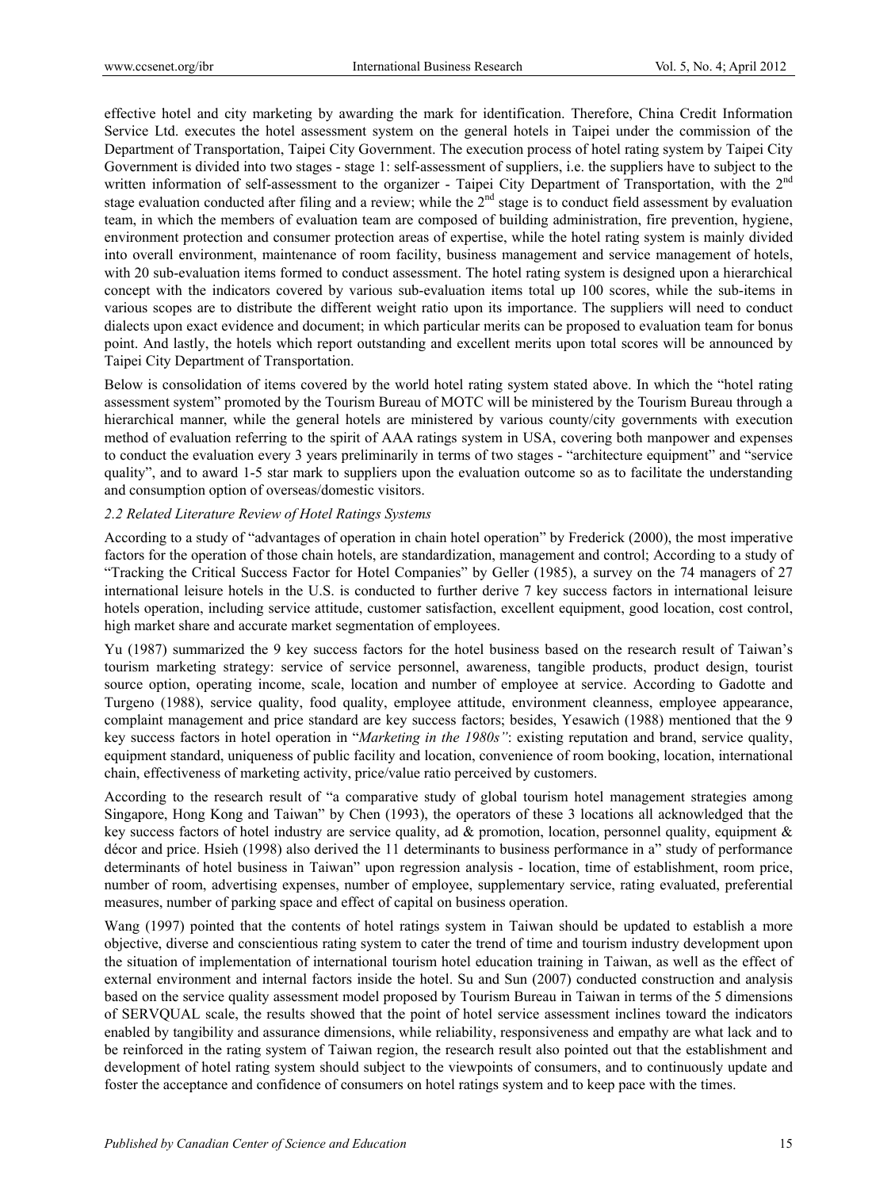effective hotel and city marketing by awarding the mark for identification. Therefore, China Credit Information Service Ltd. executes the hotel assessment system on the general hotels in Taipei under the commission of the Department of Transportation, Taipei City Government. The execution process of hotel rating system by Taipei City Government is divided into two stages - stage 1: self-assessment of suppliers, i.e. the suppliers have to subject to the written information of self-assessment to the organizer - Taipei City Department of Transportation, with the 2nd stage evaluation conducted after filing and a review; while the 2nd stage is to conduct field assessment by evaluation team, in which the members of evaluation team are composed of building administration, fire prevention, hygiene, environment protection and consumer protection areas of expertise, while the hotel rating system is mainly divided into overall environment, maintenance of room facility, business management and service management of hotels, with 20 sub-evaluation items formed to conduct assessment. The hotel rating system is designed upon a hierarchical concept with the indicators covered by various sub-evaluation items total up 100 scores, while the sub-items in various scopes are to distribute the different weight ratio upon its importance. The suppliers will need to conduct dialects upon exact evidence and document; in which particular merits can be proposed to evaluation team for bonus point. And lastly, the hotels which report outstanding and excellent merits upon total scores will be announced by Taipei City Department of Transportation.

Below is consolidation of items covered by the world hotel rating system stated above. In which the "hotel rating assessment system" promoted by the Tourism Bureau of MOTC will be ministered by the Tourism Bureau through a hierarchical manner, while the general hotels are ministered by various county/city governments with execution method of evaluation referring to the spirit of AAA ratings system in USA, covering both manpower and expenses to conduct the evaluation every 3 years preliminarily in terms of two stages - "architecture equipment" and "service quality", and to award 1-5 star mark to suppliers upon the evaluation outcome so as to facilitate the understanding and consumption option of overseas/domestic visitors.

### *2.2 Related Literature Review of Hotel Ratings Systems*

According to a study of "advantages of operation in chain hotel operation" by Frederick (2000), the most imperative factors for the operation of those chain hotels, are standardization, management and control; According to a study of "Tracking the Critical Success Factor for Hotel Companies" by Geller (1985), a survey on the 74 managers of 27 international leisure hotels in the U.S. is conducted to further derive 7 key success factors in international leisure hotels operation, including service attitude, customer satisfaction, excellent equipment, good location, cost control, high market share and accurate market segmentation of employees.

Yu (1987) summarized the 9 key success factors for the hotel business based on the research result of Taiwan's tourism marketing strategy: service of service personnel, awareness, tangible products, product design, tourist source option, operating income, scale, location and number of employee at service. According to Gadotte and Turgeno (1988), service quality, food quality, employee attitude, environment cleanness, employee appearance, complaint management and price standard are key success factors; besides, Yesawich (1988) mentioned that the 9 key success factors in hotel operation in "*Marketing in the 1980s"*: existing reputation and brand, service quality, equipment standard, uniqueness of public facility and location, convenience of room booking, location, international chain, effectiveness of marketing activity, price/value ratio perceived by customers.

According to the research result of "a comparative study of global tourism hotel management strategies among Singapore, Hong Kong and Taiwan" by Chen (1993), the operators of these 3 locations all acknowledged that the key success factors of hotel industry are service quality, ad & promotion, location, personnel quality, equipment & décor and price. Hsieh (1998) also derived the 11 determinants to business performance in a" study of performance determinants of hotel business in Taiwan" upon regression analysis - location, time of establishment, room price, number of room, advertising expenses, number of employee, supplementary service, rating evaluated, preferential measures, number of parking space and effect of capital on business operation.

Wang (1997) pointed that the contents of hotel ratings system in Taiwan should be updated to establish a more objective, diverse and conscientious rating system to cater the trend of time and tourism industry development upon the situation of implementation of international tourism hotel education training in Taiwan, as well as the effect of external environment and internal factors inside the hotel. Su and Sun (2007) conducted construction and analysis based on the service quality assessment model proposed by Tourism Bureau in Taiwan in terms of the 5 dimensions of SERVQUAL scale, the results showed that the point of hotel service assessment inclines toward the indicators enabled by tangibility and assurance dimensions, while reliability, responsiveness and empathy are what lack and to be reinforced in the rating system of Taiwan region, the research result also pointed out that the establishment and development of hotel rating system should subject to the viewpoints of consumers, and to continuously update and foster the acceptance and confidence of consumers on hotel ratings system and to keep pace with the times.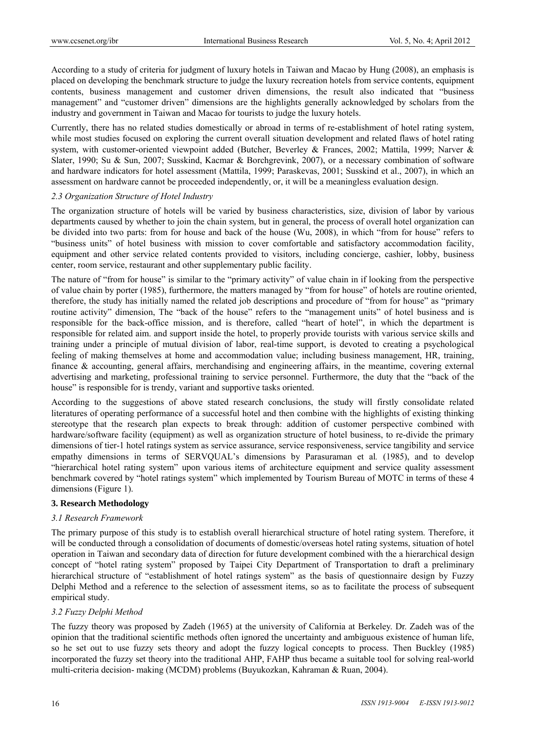According to a study of criteria for judgment of luxury hotels in Taiwan and Macao by Hung (2008), an emphasis is placed on developing the benchmark structure to judge the luxury recreation hotels from service contents, equipment contents, business management and customer driven dimensions, the result also indicated that "business management" and "customer driven" dimensions are the highlights generally acknowledged by scholars from the industry and government in Taiwan and Macao for tourists to judge the luxury hotels.

Currently, there has no related studies domestically or abroad in terms of re-establishment of hotel rating system, while most studies focused on exploring the current overall situation development and related flaws of hotel rating system, with customer-oriented viewpoint added (Butcher, Beverley & Frances, 2002; Mattila, 1999; Narver & Slater, 1990; Su & Sun, 2007; Susskind, Kacmar & Borchgrevink, 2007), or a necessary combination of software and hardware indicators for hotel assessment (Mattila, 1999; Paraskevas, 2001; Susskind et al., 2007), in which an assessment on hardware cannot be proceeded independently, or, it will be a meaningless evaluation design.

### *2.3 Organization Structure of Hotel Industry*

The organization structure of hotels will be varied by business characteristics, size, division of labor by various departments caused by whether to join the chain system, but in general, the process of overall hotel organization can be divided into two parts: from for house and back of the house (Wu, 2008), in which "from for house" refers to "business units" of hotel business with mission to cover comfortable and satisfactory accommodation facility, equipment and other service related contents provided to visitors, including concierge, cashier, lobby, business center, room service, restaurant and other supplementary public facility.

The nature of "from for house" is similar to the "primary activity" of value chain in if looking from the perspective of value chain by porter (1985), furthermore, the matters managed by "from for house" of hotels are routine oriented, therefore, the study has initially named the related job descriptions and procedure of "from for house" as "primary routine activity" dimension, The "back of the house" refers to the "management units" of hotel business and is responsible for the back-office mission, and is therefore, called "heart of hotel", in which the department is responsible for related aim. and support inside the hotel, to properly provide tourists with various service skills and training under a principle of mutual division of labor, real-time support, is devoted to creating a psychological feeling of making themselves at home and accommodation value; including business management, HR, training, finance & accounting, general affairs, merchandising and engineering affairs, in the meantime, covering external advertising and marketing, professional training to service personnel. Furthermore, the duty that the "back of the house" is responsible for is trendy, variant and supportive tasks oriented.

According to the suggestions of above stated research conclusions, the study will firstly consolidate related literatures of operating performance of a successful hotel and then combine with the highlights of existing thinking stereotype that the research plan expects to break through: addition of customer perspective combined with hardware/software facility (equipment) as well as organization structure of hotel business, to re-divide the primary dimensions of tier-1 hotel ratings system as service assurance, service responsiveness, service tangibility and service empathy dimensions in terms of SERVQUAL's dimensions by Parasuraman et al*.* (1985), and to develop "hierarchical hotel rating system" upon various items of architecture equipment and service quality assessment benchmark covered by "hotel ratings system" which implemented by Tourism Bureau of MOTC in terms of these 4 dimensions (Figure 1).

## 3. Research Methodology

### *3.1 Research Framework*

The primary purpose of this study is to establish overall hierarchical structure of hotel rating system. Therefore, it will be conducted through a consolidation of documents of domestic/overseas hotel rating systems, situation of hotel operation in Taiwan and secondary data of direction for future development combined with the a hierarchical design concept of "hotel rating system" proposed by Taipei City Department of Transportation to draft a preliminary hierarchical structure of "establishment of hotel ratings system" as the basis of questionnaire design by Fuzzy Delphi Method and a reference to the selection of assessment items, so as to facilitate the process of subsequent empirical study.

### *3.2 Fuzzy Delphi Method*

The fuzzy theory was proposed by Zadeh (1965) at the university of California at Berkeley. Dr. Zadeh was of the opinion that the traditional scientific methods often ignored the uncertainty and ambiguous existence of human life, so he set out to use fuzzy sets theory and adopt the fuzzy logical concepts to process. Then Buckley (1985) incorporated the fuzzy set theory into the traditional AHP, FAHP thus became a suitable tool for solving real-world multi-criteria decision- making (MCDM) problems (Buyukozkan, Kahraman & Ruan, 2004).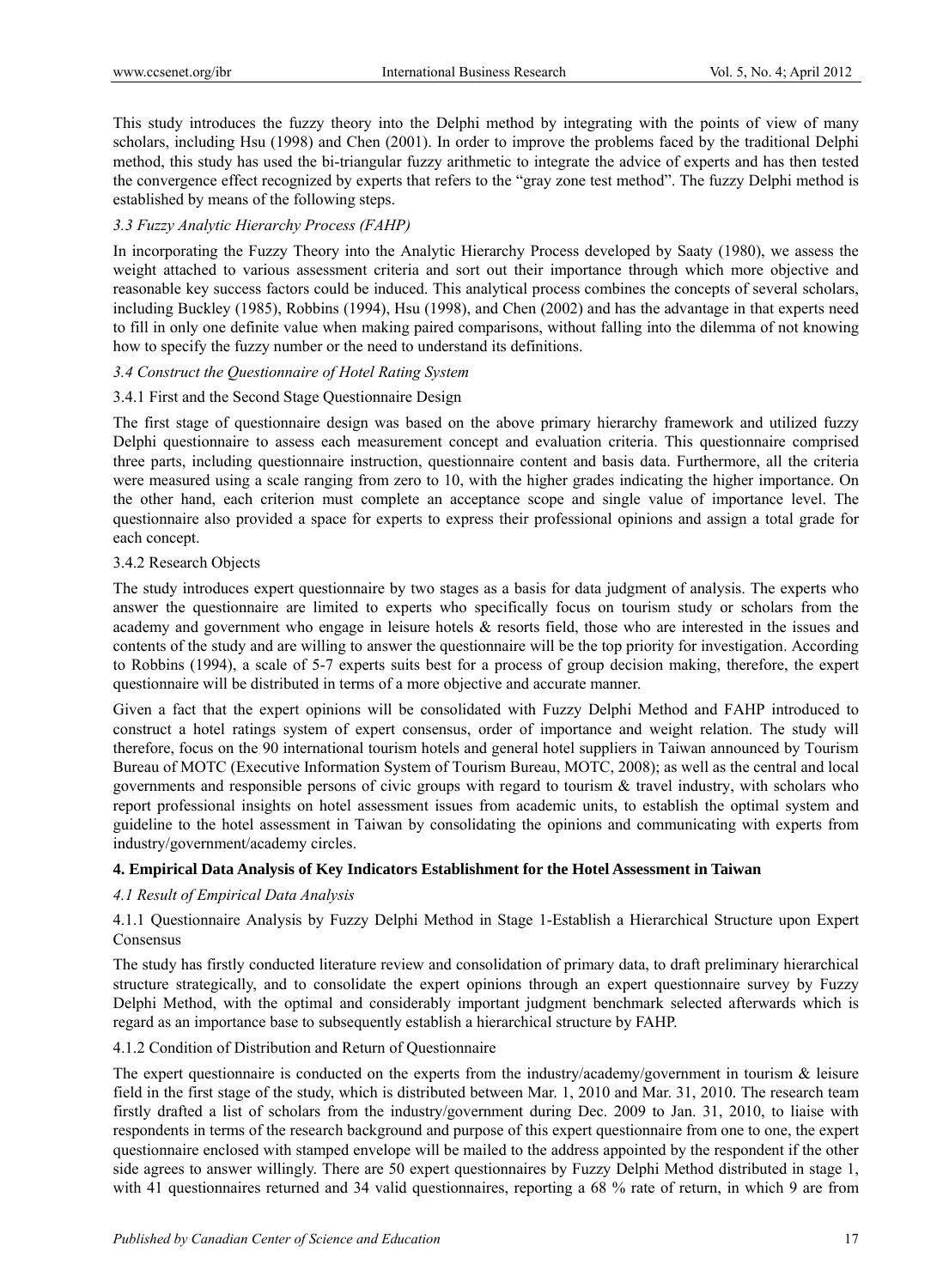This study introduces the fuzzy theory into the Delphi method by integrating with the points of view of many scholars, including Hsu (1998) and Chen (2001). In order to improve the problems faced by the traditional Delphi method, this study has used the bi-triangular fuzzy arithmetic to integrate the advice of experts and has then tested the convergence effect recognized by experts that refers to the "gray zone test method". The fuzzy Delphi method is established by means of the following steps.

### *3.3 Fuzzy Analytic Hierarchy Process (FAHP)*

In incorporating the Fuzzy Theory into the Analytic Hierarchy Process developed by Saaty (1980), we assess the weight attached to various assessment criteria and sort out their importance through which more objective and reasonable key success factors could be induced. This analytical process combines the concepts of several scholars, including Buckley (1985), Robbins (1994), Hsu (1998), and Chen (2002) and has the advantage in that experts need to fill in only one definite value when making paired comparisons, without falling into the dilemma of not knowing how to specify the fuzzy number or the need to understand its definitions.

### *3.4 Construct the Questionnaire of Hotel Rating System*

#### 3.4.1 First and the Second Stage Questionnaire Design

The first stage of questionnaire design was based on the above primary hierarchy framework and utilized fuzzy Delphi questionnaire to assess each measurement concept and evaluation criteria. This questionnaire comprised three parts, including questionnaire instruction, questionnaire content and basis data. Furthermore, all the criteria were measured using a scale ranging from zero to 10, with the higher grades indicating the higher importance. On the other hand, each criterion must complete an acceptance scope and single value of importance level. The questionnaire also provided a space for experts to express their professional opinions and assign a total grade for each concept.

#### 3.4.2 Research Objects

The study introduces expert questionnaire by two stages as a basis for data judgment of analysis. The experts who answer the questionnaire are limited to experts who specifically focus on tourism study or scholars from the academy and government who engage in leisure hotels & resorts field, those who are interested in the issues and contents of the study and are willing to answer the questionnaire will be the top priority for investigation. According to Robbins (1994), a scale of 5-7 experts suits best for a process of group decision making, therefore, the expert questionnaire will be distributed in terms of a more objective and accurate manner.

Given a fact that the expert opinions will be consolidated with Fuzzy Delphi Method and FAHP introduced to construct a hotel ratings system of expert consensus, order of importance and weight relation. The study will therefore, focus on the 90 international tourism hotels and general hotel suppliers in Taiwan announced by Tourism Bureau of MOTC (Executive Information System of Tourism Bureau, MOTC, 2008); as well as the central and local governments and responsible persons of civic groups with regard to tourism & travel industry, with scholars who report professional insights on hotel assessment issues from academic units, to establish the optimal system and guideline to the hotel assessment in Taiwan by consolidating the opinions and communicating with experts from industry/government/academy circles.

## 4. Empirical Data Analysis of Key Indicators Establishment for the Hotel Assessment in Taiwan

### *4.1 Result of Empirical Data Analysis*

#### 4.1.1 Questionnaire Analysis by Fuzzy Delphi Method in Stage 1-Establish a Hierarchical Structure upon Expert Consensus

The study has firstly conducted literature review and consolidation of primary data, to draft preliminary hierarchical structure strategically, and to consolidate the expert opinions through an expert questionnaire survey by Fuzzy Delphi Method, with the optimal and considerably important judgment benchmark selected afterwards which is regard as an importance base to subsequently establish a hierarchical structure by FAHP.

#### 4.1.2 Condition of Distribution and Return of Questionnaire

The expert questionnaire is conducted on the experts from the industry/academy/government in tourism & leisure field in the first stage of the study, which is distributed between Mar. 1, 2010 and Mar. 31, 2010. The research team firstly drafted a list of scholars from the industry/government during Dec. 2009 to Jan. 31, 2010, to liaise with respondents in terms of the research background and purpose of this expert questionnaire from one to one, the expert questionnaire enclosed with stamped envelope will be mailed to the address appointed by the respondent if the other side agrees to answer willingly. There are 50 expert questionnaires by Fuzzy Delphi Method distributed in stage 1, with 41 questionnaires returned and 34 valid questionnaires, reporting a 68 % rate of return, in which 9 are from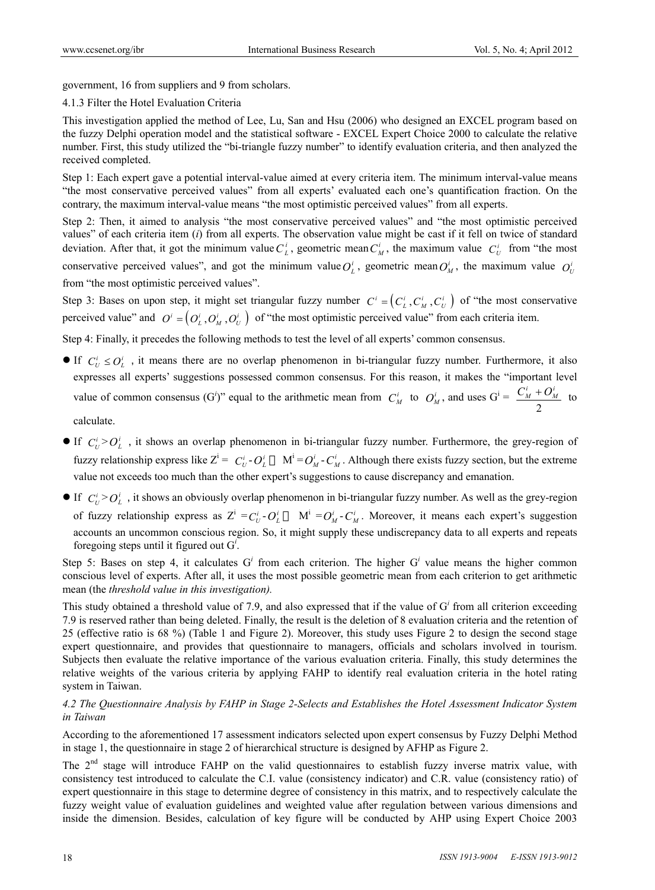government, 16 from suppliers and 9 from scholars.

4.1.3 Filter the Hotel Evaluation Criteria

This investigation applied the method of Lee, Lu, San and Hsu (2006) who designed an EXCEL program based on the fuzzy Delphi operation model and the statistical software - EXCEL Expert Choice 2000 to calculate the relative number. First, this study utilized the "bi-triangle fuzzy number" to identify evaluation criteria, and then analyzed the received completed.

Step 1: Each expert gave a potential interval-value aimed at every criteria item. The minimum interval-value means "the most conservative perceived values" from all experts' evaluated each one's quantification fraction. On the contrary, the maximum interval-value means "the most optimistic perceived values" from all experts.

Step 2: Then, it aimed to analysis "the most conservative perceived values" and "the most optimistic perceived values" of each criteria item ($i$) from all experts. The observation value might be cast if it fell on twice of standard deviation. After that, it got the minimum value $C_L^i$, geometric mean $C_M^i$, the maximum value $C_U^i$ from "the most conservative perceived values", and got the minimum value $O_L^i$, geometric mean $O_M^i$, the maximum value $O_U^i$ from "the most optimistic perceived values".

Step 3: Bases on upon step, it might set triangular fuzzy number $C^i = \left(C_L^i, C_M^i, C_U^i\right)$ of "the most conservative perceived value" and $O^i = \left(O_L^i, O_M^i, O_U^i\right)$ of "the most optimistic perceived value" from each criteria item.

Step 4: Finally, it precedes the following methods to test the level of all experts' common consensus.

- If $C_U^i \le O_L^i$, it means there are no overlap phenomenon in bi-triangular fuzzy number. Furthermore, it also expresses all experts' suggestions possessed common consensus. For this reason, it makes the "important level value of common consensus ($G^i$)" equal to the arithmetic mean from $C_M^i$ to $O_M^i$, and uses $G^i = \dfrac{C_M^i + O_M^i}{2}$ to calculate.
- If $C_U^i > O_L^i$, it shows an overlap phenomenon in bi-triangular fuzzy number. Furthermore, the grey-region of fuzzy relationship express like $Z^i = C_U^i - O_L^i$， $M^i = O_M^i - C_M^i$. Although there exists fuzzy section, but the extreme value not exceeds too much than the other expert's suggestions to cause discrepancy and emanation.
- If $C_U^i > O_L^i$, it shows an obviously overlap phenomenon in bi-triangular fuzzy number. As well as the grey-region of fuzzy relationship express as $Z^i = C_U^i - O_L^i$， $M^i = O_M^i - C_M^i$. Moreover, it means each expert's suggestion accounts an uncommon conscious region. So, it might supply these undiscrepancy data to all experts and repeats foregoing steps until it figured out $G^i$.

Step 5: Bases on step 4, it calculates $G^i$ from each criterion. The higher $G^i$ value means the higher common conscious level of experts. After all, it uses the most possible geometric mean from each criterion to get arithmetic mean (the *threshold value in this investigation).*

This study obtained a threshold value of 7.9, and also expressed that if the value of $G^i$ from all criterion exceeding 7.9 is reserved rather than being deleted. Finally, the result is the deletion of 8 evaluation criteria and the retention of 25 (effective ratio is 68 %) (Table 1 and Figure 2). Moreover, this study uses Figure 2 to design the second stage expert questionnaire, and provides that questionnaire to managers, officials and scholars involved in tourism. Subjects then evaluate the relative importance of the various evaluation criteria. Finally, this study determines the relative weights of the various criteria by applying FAHP to identify real evaluation criteria in the hotel rating system in Taiwan.

### *4.2 The Questionnaire Analysis by FAHP in Stage 2-Selects and Establishes the Hotel Assessment Indicator System in Taiwan*

According to the aforementioned 17 assessment indicators selected upon expert consensus by Fuzzy Delphi Method in stage 1, the questionnaire in stage 2 of hierarchical structure is designed by AFHP as Figure 2.

The 2nd stage will introduce FAHP on the valid questionnaires to establish fuzzy inverse matrix value, with consistency test introduced to calculate the C.I. value (consistency indicator) and C.R. value (consistency ratio) of expert questionnaire in this stage to determine degree of consistency in this matrix, and to respectively calculate the fuzzy weight value of evaluation guidelines and weighted value after regulation between various dimensions and inside the dimension. Besides, calculation of key figure will be conducted by AHP using Expert Choice 2003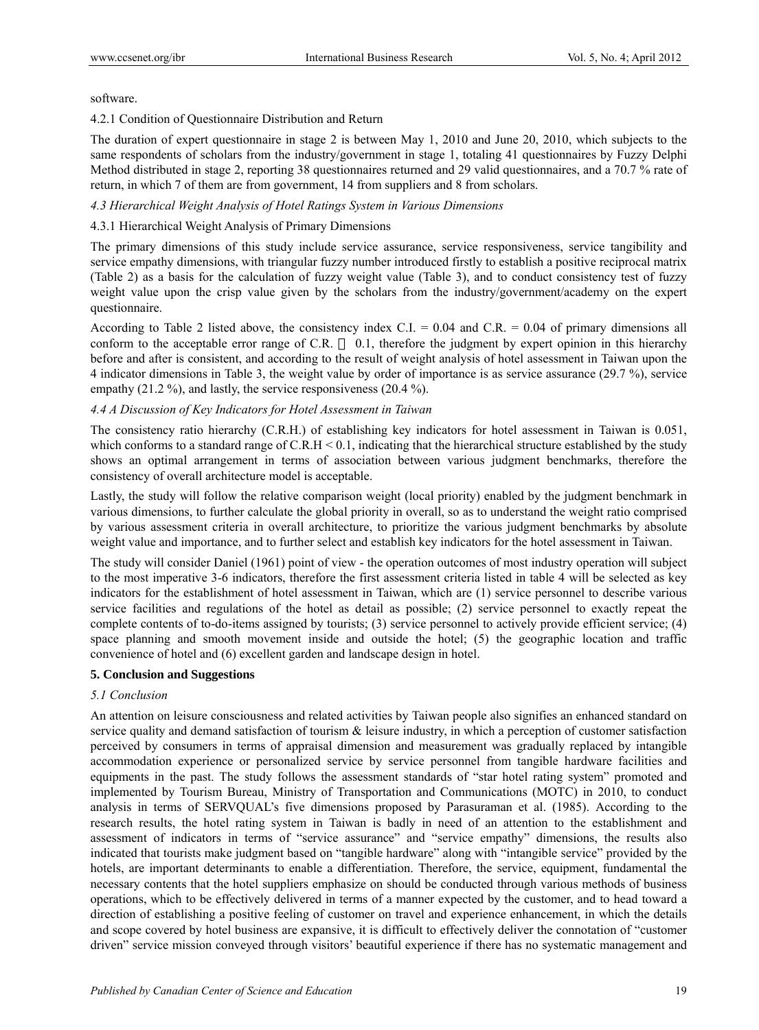software.

4.2.1 Condition of Questionnaire Distribution and Return

The duration of expert questionnaire in stage 2 is between May 1, 2010 and June 20, 2010, which subjects to the same respondents of scholars from the industry/government in stage 1, totaling 41 questionnaires by Fuzzy Delphi Method distributed in stage 2, reporting 38 questionnaires returned and 29 valid questionnaires, and a 70.7 % rate of return, in which 7 of them are from government, 14 from suppliers and 8 from scholars.

### *4.3 Hierarchical Weight Analysis of Hotel Ratings System in Various Dimensions*

4.3.1 Hierarchical Weight Analysis of Primary Dimensions

The primary dimensions of this study include service assurance, service responsiveness, service tangibility and service empathy dimensions, with triangular fuzzy number introduced firstly to establish a positive reciprocal matrix (Table 2) as a basis for the calculation of fuzzy weight value (Table 3), and to conduct consistency test of fuzzy weight value upon the crisp value given by the scholars from the industry/government/academy on the expert questionnaire.

According to Table 2 listed above, the consistency index C.I. = 0.04 and C.R. = 0.04 of primary dimensions all conform to the acceptable error range of C.R. $\leq$ 0.1, therefore the judgment by expert opinion in this hierarchy before and after is consistent, and according to the result of weight analysis of hotel assessment in Taiwan upon the 4 indicator dimensions in Table 3, the weight value by order of importance is as service assurance (29.7 %), service empathy (21.2 %), and lastly, the service responsiveness (20.4 %).

### *4.4 A Discussion of Key Indicators for Hotel Assessment in Taiwan*

The consistency ratio hierarchy (C.R.H.) of establishing key indicators for hotel assessment in Taiwan is 0.051, which conforms to a standard range of C.R.H < 0.1, indicating that the hierarchical structure established by the study shows an optimal arrangement in terms of association between various judgment benchmarks, therefore the consistency of overall architecture model is acceptable.

Lastly, the study will follow the relative comparison weight (local priority) enabled by the judgment benchmark in various dimensions, to further calculate the global priority in overall, so as to understand the weight ratio comprised by various assessment criteria in overall architecture, to prioritize the various judgment benchmarks by absolute weight value and importance, and to further select and establish key indicators for the hotel assessment in Taiwan.

The study will consider Daniel (1961) point of view - the operation outcomes of most industry operation will subject to the most imperative 3-6 indicators, therefore the first assessment criteria listed in table 4 will be selected as key indicators for the establishment of hotel assessment in Taiwan, which are (1) service personnel to describe various service facilities and regulations of the hotel as detail as possible; (2) service personnel to exactly repeat the complete contents of to-do-items assigned by tourists; (3) service personnel to actively provide efficient service; (4) space planning and smooth movement inside and outside the hotel; (5) the geographic location and traffic convenience of hotel and (6) excellent garden and landscape design in hotel.

## **5. Conclusion and Suggestions**

### *5.1 Conclusion*

An attention on leisure consciousness and related activities by Taiwan people also signifies an enhanced standard on service quality and demand satisfaction of tourism & leisure industry, in which a perception of customer satisfaction perceived by consumers in terms of appraisal dimension and measurement was gradually replaced by intangible accommodation experience or personalized service by service personnel from tangible hardware facilities and equipments in the past. The study follows the assessment standards of "star hotel rating system" promoted and implemented by Tourism Bureau, Ministry of Transportation and Communications (MOTC) in 2010, to conduct analysis in terms of SERVQUAL's five dimensions proposed by Parasuraman et al. (1985). According to the research results, the hotel rating system in Taiwan is badly in need of an attention to the establishment and assessment of indicators in terms of "service assurance" and "service empathy" dimensions, the results also indicated that tourists make judgment based on "tangible hardware" along with "intangible service" provided by the hotels, are important determinants to enable a differentiation. Therefore, the service, equipment, fundamental the necessary contents that the hotel suppliers emphasize on should be conducted through various methods of business operations, which to be effectively delivered in terms of a manner expected by the customer, and to head toward a direction of establishing a positive feeling of customer on travel and experience enhancement, in which the details and scope covered by hotel business are expansive, it is difficult to effectively deliver the connotation of "customer driven" service mission conveyed through visitors' beautiful experience if there has no systematic management and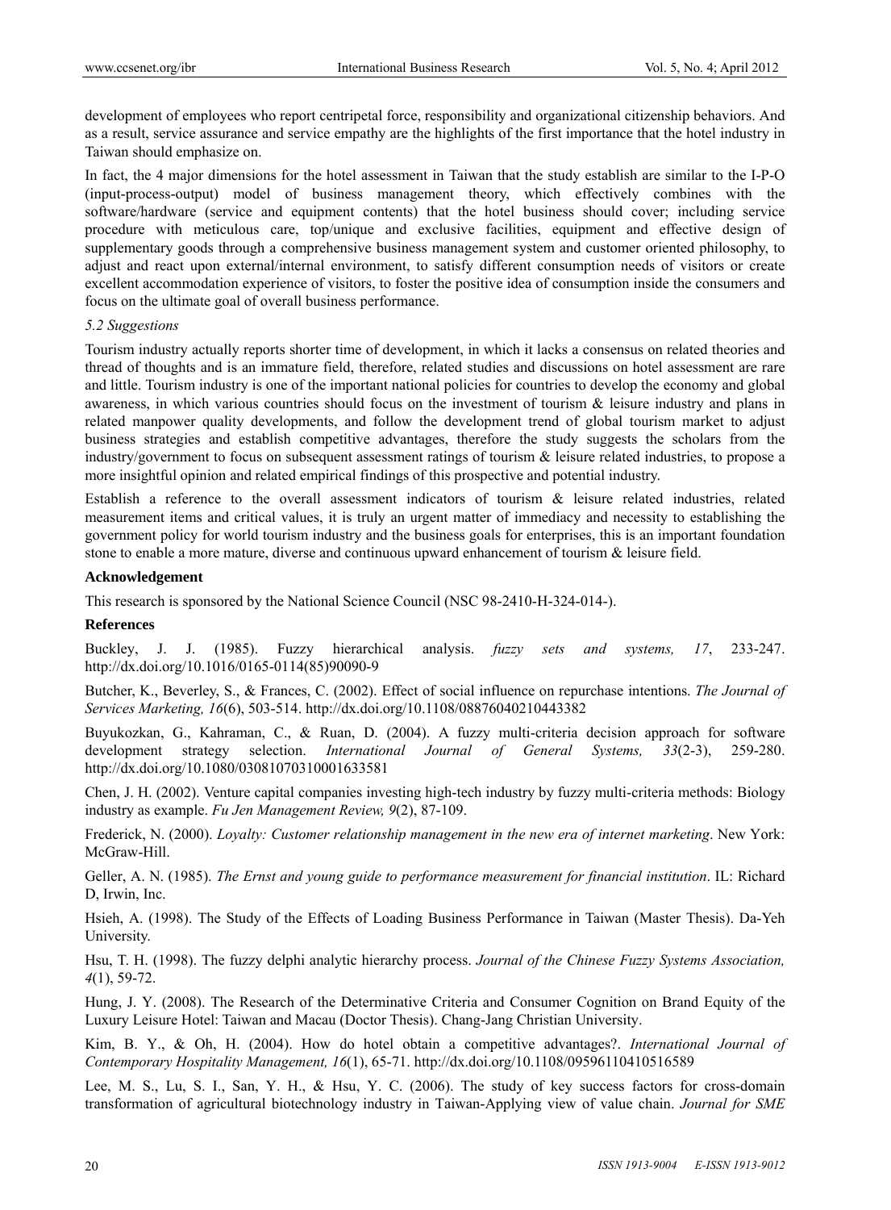development of employees who report centripetal force, responsibility and organizational citizenship behaviors. And as a result, service assurance and service empathy are the highlights of the first importance that the hotel industry in Taiwan should emphasize on.

In fact, the 4 major dimensions for the hotel assessment in Taiwan that the study establish are similar to the I-P-O (input-process-output) model of business management theory, which effectively combines with the software/hardware (service and equipment contents) that the hotel business should cover; including service procedure with meticulous care, top/unique and exclusive facilities, equipment and effective design of supplementary goods through a comprehensive business management system and customer oriented philosophy, to adjust and react upon external/internal environment, to satisfy different consumption needs of visitors or create excellent accommodation experience of visitors, to foster the positive idea of consumption inside the consumers and focus on the ultimate goal of overall business performance.

### *5.2 Suggestions*

Tourism industry actually reports shorter time of development, in which it lacks a consensus on related theories and thread of thoughts and is an immature field, therefore, related studies and discussions on hotel assessment are rare and little. Tourism industry is one of the important national policies for countries to develop the economy and global awareness, in which various countries should focus on the investment of tourism & leisure industry and plans in related manpower quality developments, and follow the development trend of global tourism market to adjust business strategies and establish competitive advantages, therefore the study suggests the scholars from the industry/government to focus on subsequent assessment ratings of tourism & leisure related industries, to propose a more insightful opinion and related empirical findings of this prospective and potential industry.

Establish a reference to the overall assessment indicators of tourism & leisure related industries, related measurement items and critical values, it is truly an urgent matter of immediacy and necessity to establishing the government policy for world tourism industry and the business goals for enterprises, this is an important foundation stone to enable a more mature, diverse and continuous upward enhancement of tourism & leisure field.

## Acknowledgement

This research is sponsored by the National Science Council (NSC 98-2410-H-324-014-).

## References

Buckley, J. J. (1985). Fuzzy hierarchical analysis. *fuzzy sets and systems, 17*, 233-247. http://dx.doi.org/10.1016/0165-0114(85)90090-9

Butcher, K., Beverley, S., & Frances, C. (2002). Effect of social influence on repurchase intentions. *The Journal of Services Marketing, 16*(6), 503-514. http://dx.doi.org/10.1108/08876040210443382

Buyukozkan, G., Kahraman, C., & Ruan, D. (2004). A fuzzy multi-criteria decision approach for software development strategy selection. *International Journal of General Systems, 33*(2-3), 259-280. http://dx.doi.org/10.1080/03081070310001633581

Chen, J. H. (2002). Venture capital companies investing high-tech industry by fuzzy multi-criteria methods: Biology industry as example. *Fu Jen Management Review, 9*(2), 87-109.

Frederick, N. (2000). *Loyalty: Customer relationship management in the new era of internet marketing*. New York: McGraw-Hill.

Geller, A. N. (1985). *The Ernst and young guide to performance measurement for financial institution*. IL: Richard D, Irwin, Inc.

Hsieh, A. (1998). The Study of the Effects of Loading Business Performance in Taiwan (Master Thesis). Da-Yeh University.

Hsu, T. H. (1998). The fuzzy delphi analytic hierarchy process. *Journal of the Chinese Fuzzy Systems Association, 4*(1), 59-72.

Hung, J. Y. (2008). The Research of the Determinative Criteria and Consumer Cognition on Brand Equity of the Luxury Leisure Hotel: Taiwan and Macau (Doctor Thesis). Chang-Jang Christian University.

Kim, B. Y., & Oh, H. (2004). How do hotel obtain a competitive advantages?. *International Journal of Contemporary Hospitality Management, 16*(1), 65-71. http://dx.doi.org/10.1108/09596110410516589

Lee, M. S., Lu, S. I., San, Y. H., & Hsu, Y. C. (2006). The study of key success factors for cross-domain transformation of agricultural biotechnology industry in Taiwan-Applying view of value chain. *Journal for SME*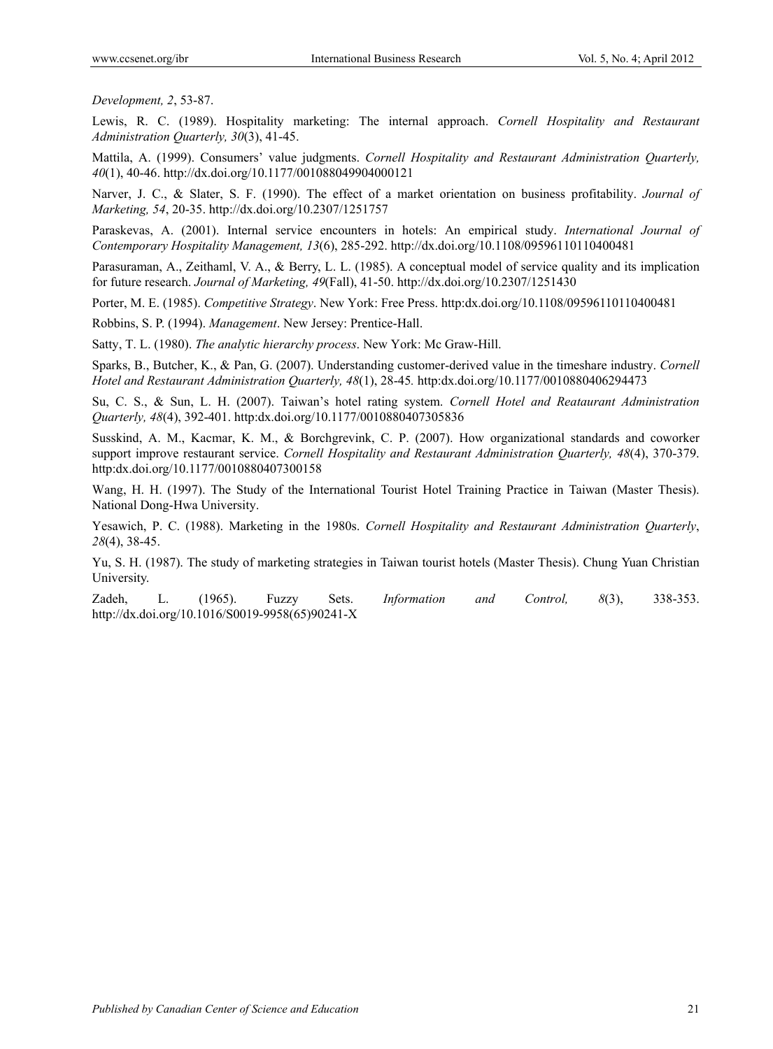*Development, 2*, 53-87.

Lewis, R. C. (1989). Hospitality marketing: The internal approach. *Cornell Hospitality and Restaurant Administration Quarterly, 30*(3), 41-45.

Mattila, A. (1999). Consumers' value judgments. *Cornell Hospitality and Restaurant Administration Quarterly, 40*(1), 40-46. http://dx.doi.org/10.1177/001088049904000121

Narver, J. C., & Slater, S. F. (1990). The effect of a market orientation on business profitability. *Journal of Marketing, 54*, 20-35. http://dx.doi.org/10.2307/1251757

Paraskevas, A. (2001). Internal service encounters in hotels: An empirical study. *International Journal of Contemporary Hospitality Management, 13*(6), 285-292. http://dx.doi.org/10.1108/09596110110400481

Parasuraman, A., Zeithaml, V. A., & Berry, L. L. (1985). A conceptual model of service quality and its implication for future research. *Journal of Marketing, 49*(Fall), 41-50. http://dx.doi.org/10.2307/1251430

Porter, M. E. (1985). *Competitive Strategy*. New York: Free Press. http:dx.doi.org/10.1108/09596110110400481

Robbins, S. P. (1994). *Management*. New Jersey: Prentice-Hall.

Satty, T. L. (1980). *The analytic hierarchy process*. New York: Mc Graw-Hill.

Sparks, B., Butcher, K., & Pan, G. (2007). Understanding customer-derived value in the timeshare industry. *Cornell Hotel and Restaurant Administration Quarterly, 48*(1), 28-45. http:dx.doi.org/10.1177/0010880406294473

Su, C. S., & Sun, L. H. (2007). Taiwan's hotel rating system. *Cornell Hotel and Reataurant Administration Quarterly, 48*(4), 392-401. http:dx.doi.org/10.1177/0010880407305836

Susskind, A. M., Kacmar, K. M., & Borchgrevink, C. P. (2007). How organizational standards and coworker support improve restaurant service. *Cornell Hospitality and Restaurant Administration Quarterly, 48*(4), 370-379. http:dx.doi.org/10.1177/0010880407300158

Wang, H. H. (1997). The Study of the International Tourist Hotel Training Practice in Taiwan (Master Thesis). National Dong-Hwa University.

Yesawich, P. C. (1988). Marketing in the 1980s. *Cornell Hospitality and Restaurant Administration Quarterly*, *28*(4), 38-45.

Yu, S. H. (1987). The study of marketing strategies in Taiwan tourist hotels (Master Thesis). Chung Yuan Christian University.

Zadeh, L. (1965). Fuzzy Sets. *Information and Control, 8*(3), 338-353. http://dx.doi.org/10.1016/S0019-9958(65)90241-X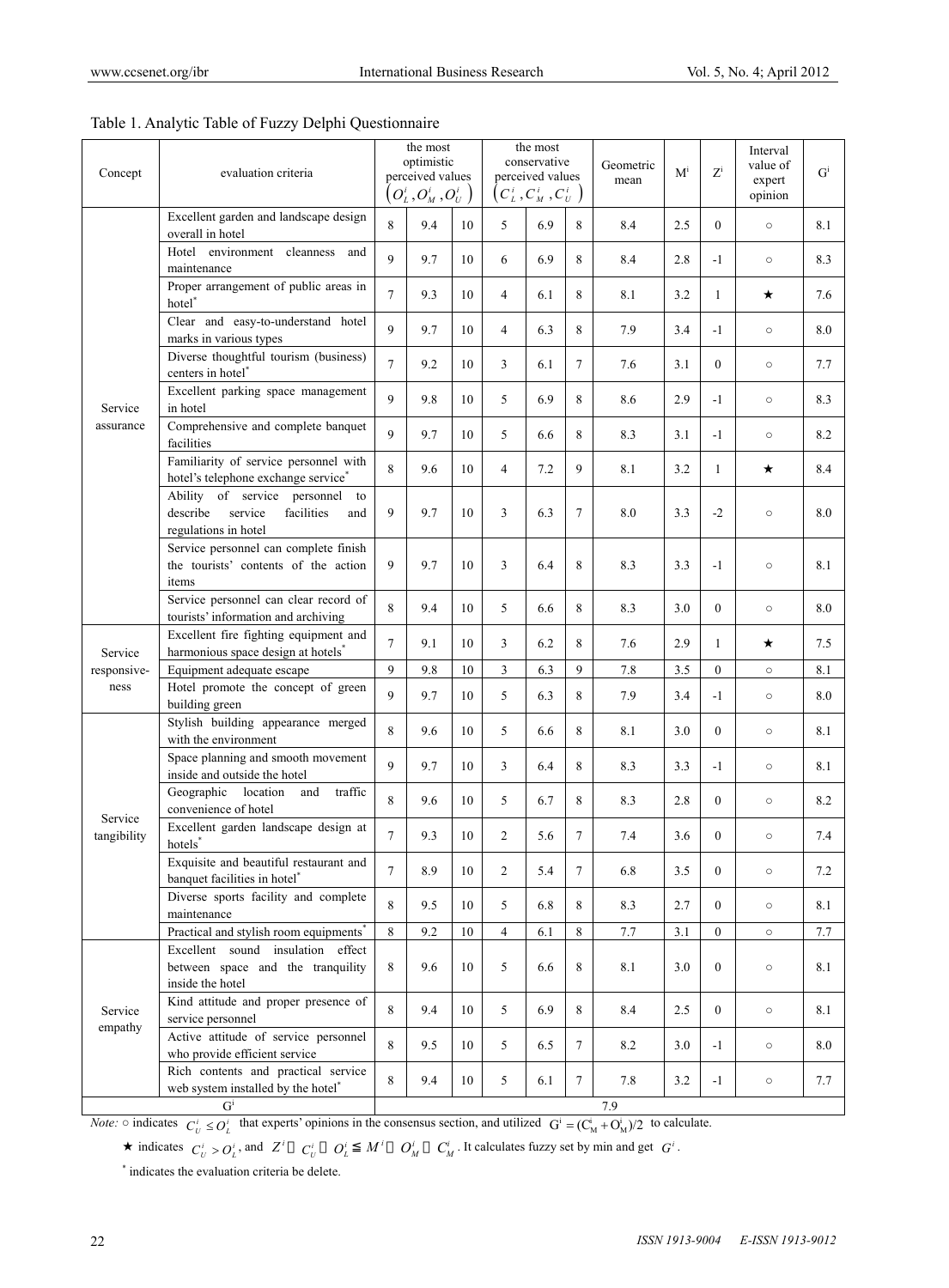Table 1. Analytic Table of Fuzzy Delphi Questionnaire

| Concept | evaluation criteria | the most optimistic perceived values $(O_L^i, O_M^i, O_U^i)$ | | | the most conservative perceived values $(C_L^i, C_M^i, C_U^i)$ | | | Geometric mean | $M^i$ | $Z^i$ | Interval value of expert opinion | $G^i$ |
|---|---|---|---|---|---|---|---|---|---|---|---|---|
| Service assurance | Excellent garden and landscape design overall in hotel | 8 | 9.4 | 10 | 5 | 6.9 | 8 | 8.4 | 2.5 | 0 | ○ | 8.1 |
| | Hotel environment cleanness and maintenance | 9 | 9.7 | 10 | 6 | 6.9 | 8 | 8.4 | 2.8 | -1 | ○ | 8.3 |
| | Proper arrangement of public areas in hotel* | 7 | 9.3 | 10 | 4 | 6.1 | 8 | 8.1 | 3.2 | 1 | ★ | 7.6 |
| | Clear and easy-to-understand hotel marks in various types | 9 | 9.7 | 10 | 4 | 6.3 | 8 | 7.9 | 3.4 | -1 | ○ | 8.0 |
| | Diverse thoughtful tourism (business) centers in hotel* | 7 | 9.2 | 10 | 3 | 6.1 | 7 | 7.6 | 3.1 | 0 | ○ | 7.7 |
| | Excellent parking space management in hotel | 9 | 9.8 | 10 | 5 | 6.9 | 8 | 8.6 | 2.9 | -1 | ○ | 8.3 |
| | Comprehensive and complete banquet facilities | 9 | 9.7 | 10 | 5 | 6.6 | 8 | 8.3 | 3.1 | -1 | ○ | 8.2 |
| | Familiarity of service personnel with hotel's telephone exchange service* | 8 | 9.6 | 10 | 4 | 7.2 | 9 | 8.1 | 3.2 | 1 | ★ | 8.4 |
| | Ability of service personnel to describe service facilities and regulations in hotel | 9 | 9.7 | 10 | 3 | 6.3 | 7 | 8.0 | 3.3 | -2 | ○ | 8.0 |
| | Service personnel can complete finish the tourists' contents of the action items | 9 | 9.7 | 10 | 3 | 6.4 | 8 | 8.3 | 3.3 | -1 | ○ | 8.1 |
| | Service personnel can clear record of tourists' information and archiving | 8 | 9.4 | 10 | 5 | 6.6 | 8 | 8.3 | 3.0 | 0 | ○ | 8.0 |
| Service responsive-ness | Excellent fire fighting equipment and harmonious space design at hotels* | 7 | 9.1 | 10 | 3 | 6.2 | 8 | 7.6 | 2.9 | 1 | ★ | 7.5 |
| | Equipment adequate escape | 9 | 9.8 | 10 | 3 | 6.3 | 9 | 7.8 | 3.5 | 0 | ○ | 8.1 |
| | Hotel promote the concept of green building green | 9 | 9.7 | 10 | 5 | 6.3 | 8 | 7.9 | 3.4 | -1 | ○ | 8.0 |
| Service tangibility | Stylish building appearance merged with the environment | 8 | 9.6 | 10 | 5 | 6.6 | 8 | 8.1 | 3.0 | 0 | ○ | 8.1 |
| | Space planning and smooth movement inside and outside the hotel | 9 | 9.7 | 10 | 3 | 6.4 | 8 | 8.3 | 3.3 | -1 | ○ | 8.1 |
| | Geographic location and traffic convenience of hotel | 8 | 9.6 | 10 | 5 | 6.7 | 8 | 8.3 | 2.8 | 0 | ○ | 8.2 |
| | Excellent garden landscape design at hotels* | 7 | 9.3 | 10 | 2 | 5.6 | 7 | 7.4 | 3.6 | 0 | ○ | 7.4 |
| | Exquisite and beautiful restaurant and banquet facilities in hotel* | 7 | 8.9 | 10 | 2 | 5.4 | 7 | 6.8 | 3.5 | 0 | ○ | 7.2 |
| | Diverse sports facility and complete maintenance | 8 | 9.5 | 10 | 5 | 6.8 | 8 | 8.3 | 2.7 | 0 | ○ | 8.1 |
| | Practical and stylish room equipments* | 8 | 9.2 | 10 | 4 | 6.1 | 8 | 7.7 | 3.1 | 0 | ○ | 7.7 |
| Service empathy | Excellent sound insulation effect between space and the tranquility inside the hotel | 8 | 9.6 | 10 | 5 | 6.6 | 8 | 8.1 | 3.0 | 0 | ○ | 8.1 |
| | Kind attitude and proper presence of service personnel | 8 | 9.4 | 10 | 5 | 6.9 | 8 | 8.4 | 2.5 | 0 | ○ | 8.1 |
| | Active attitude of service personnel who provide efficient service | 8 | 9.5 | 10 | 5 | 6.5 | 7 | 8.2 | 3.0 | -1 | ○ | 8.0 |
| | Rich contents and practical service web system installed by the hotel* | 8 | 9.4 | 10 | 5 | 6.1 | 7 | 7.8 | 3.2 | -1 | ○ | 7.7 |
| $G^i$ | | 7.9 | | | | | | | | | | |

*Note:* ○ indicates $C_U^i \le O_L^i$ that experts' opinions in the consensus section, and utilized $G^i = (C_M^i + O_M^i)/2$ to calculate.

★ indicates $C_U^i > O_L^i$, and $Z^i = C_U^i - O_L^i \leqq M^i = O_M^i - C_M^i$. It calculates fuzzy set by min and get $G^i$.

* indicates the evaluation criteria be delete.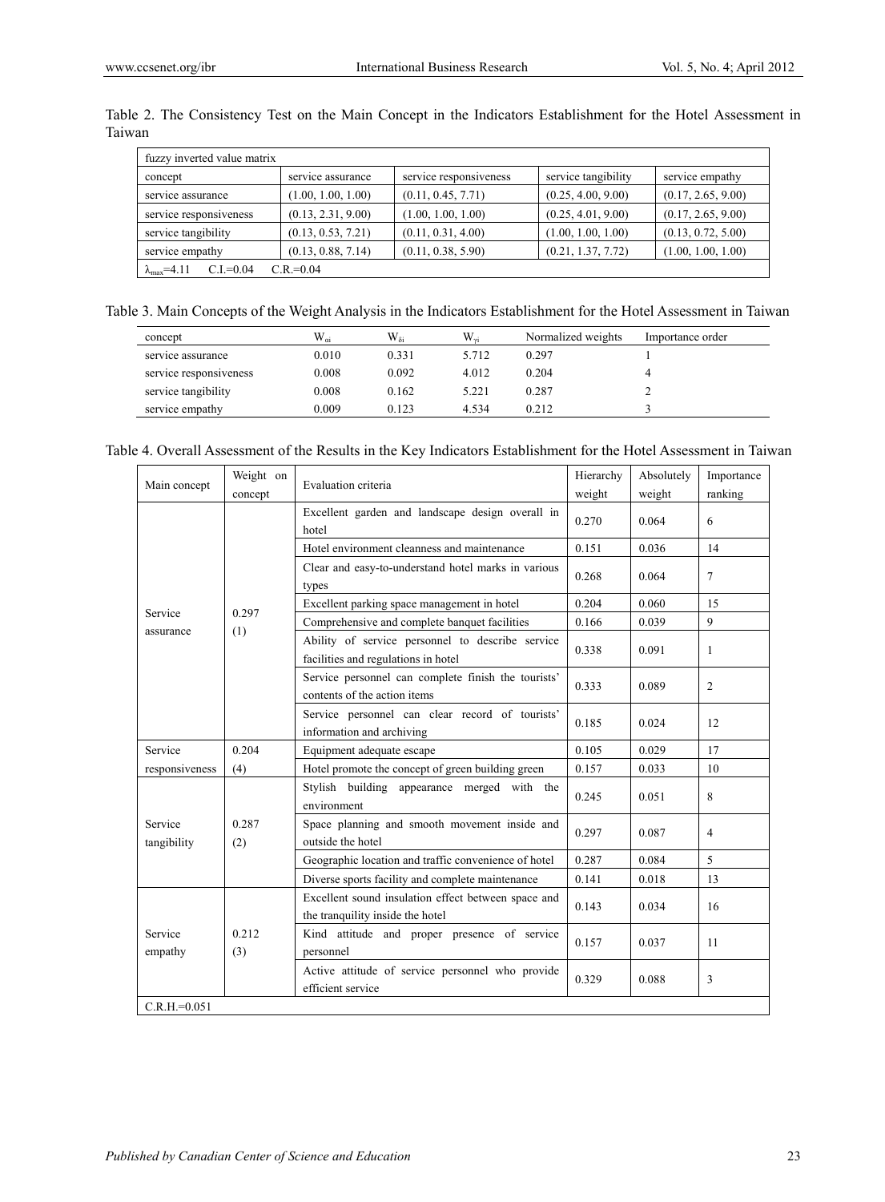Table 2. The Consistency Test on the Main Concept in the Indicators Establishment for the Hotel Assessment in Taiwan

| fuzzy inverted value matrix | | | | |
|---|---|---|---|---|
| concept | service assurance | service responsiveness | service tangibility | service empathy |
| service assurance | (1.00, 1.00, 1.00) | (0.11, 0.45, 7.71) | (0.25, 4.00, 9.00) | (0.17, 2.65, 9.00) |
| service responsiveness | (0.13, 2.31, 9.00) | (1.00, 1.00, 1.00) | (0.25, 4.01, 9.00) | (0.17, 2.65, 9.00) |
| service tangibility | (0.13, 0.53, 7.21) | (0.11, 0.31, 4.00) | (1.00, 1.00, 1.00) | (0.13, 0.72, 5.00) |
| service empathy | (0.13, 0.88, 7.14) | (0.11, 0.38, 5.90) | (0.21, 1.37, 7.72) | (1.00, 1.00, 1.00) |
| $\lambda_{max}$=4.11 C.I.=0.04 C.R.=0.04 | | | | |

Table 3. Main Concepts of the Weight Analysis in the Indicators Establishment for the Hotel Assessment in Taiwan

| concept | $W_{\alpha i}$ | $W_{\delta i}$ | $W_{\gamma i}$ | Normalized weights | Importance order |
|---|---|---|---|---|---|
| service assurance | 0.010 | 0.331 | 5.712 | 0.297 | 1 |
| service responsiveness | 0.008 | 0.092 | 4.012 | 0.204 | 4 |
| service tangibility | 0.008 | 0.162 | 5.221 | 0.287 | 2 |
| service empathy | 0.009 | 0.123 | 4.534 | 0.212 | 3 |

Table 4. Overall Assessment of the Results in the Key Indicators Establishment for the Hotel Assessment in Taiwan

| Main concept | Weight on concept | Evaluation criteria | Hierarchy weight | Absolutely weight | Importance ranking |
|---|---|---|---|---|---|
| Service assurance | 0.297 (1) | Excellent garden and landscape design overall in hotel | 0.270 | 0.064 | 6 |
| | | Hotel environment cleanness and maintenance | 0.151 | 0.036 | 14 |
| | | Clear and easy-to-understand hotel marks in various types | 0.268 | 0.064 | 7 |
| | | Excellent parking space management in hotel | 0.204 | 0.060 | 15 |
| | | Comprehensive and complete banquet facilities | 0.166 | 0.039 | 9 |
| | | Ability of service personnel to describe service facilities and regulations in hotel | 0.338 | 0.091 | 1 |
| | | Service personnel can complete finish the tourists' contents of the action items | 0.333 | 0.089 | 2 |
| | | Service personnel can clear record of tourists' information and archiving | 0.185 | 0.024 | 12 |
| Service responsiveness | 0.204 (4) | Equipment adequate escape | 0.105 | 0.029 | 17 |
| | | Hotel promote the concept of green building green | 0.157 | 0.033 | 10 |
| Service tangibility | 0.287 (2) | Stylish building appearance merged with the environment | 0.245 | 0.051 | 8 |
| | | Space planning and smooth movement inside and outside the hotel | 0.297 | 0.087 | 4 |
| | | Geographic location and traffic convenience of hotel | 0.287 | 0.084 | 5 |
| | | Diverse sports facility and complete maintenance | 0.141 | 0.018 | 13 |
| Service empathy | 0.212 (3) | Excellent sound insulation effect between space and the tranquility inside the hotel | 0.143 | 0.034 | 16 |
| | | Kind attitude and proper presence of service personnel | 0.157 | 0.037 | 11 |
| | | Active attitude of service personnel who provide efficient service | 0.329 | 0.088 | 3 |
| C.R.H.=0.051 | | | | | |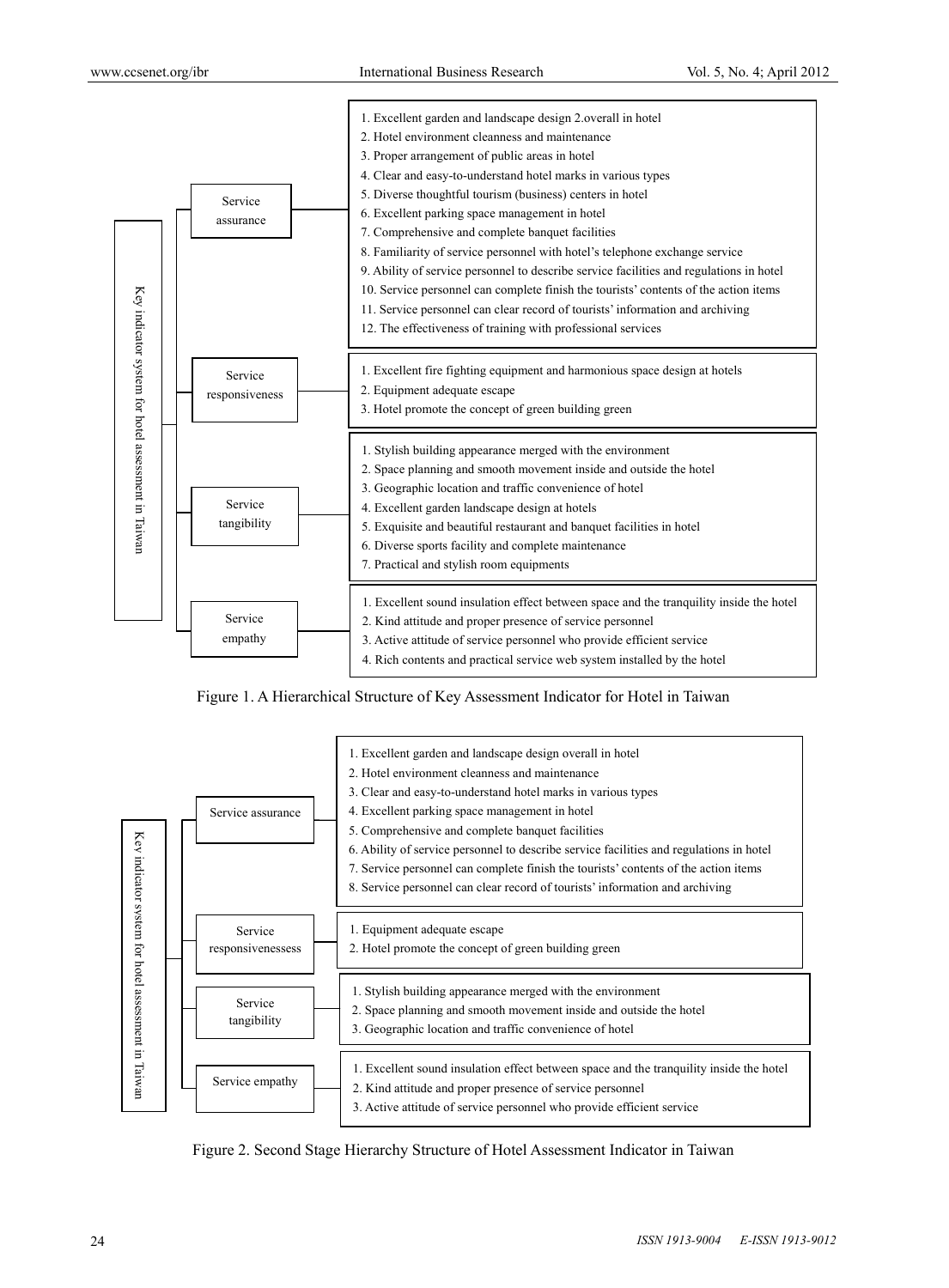Key indicator system for hotel assessment in Taiwan

Service assurance

1. Excellent garden and landscape design 2.overall in hotel
2. Hotel environment cleanness and maintenance
3. Proper arrangement of public areas in hotel
4. Clear and easy-to-understand hotel marks in various types
5. Diverse thoughtful tourism (business) centers in hotel
6. Excellent parking space management in hotel
7. Comprehensive and complete banquet facilities
8. Familiarity of service personnel with hotel's telephone exchange service
9. Ability of service personnel to describe service facilities and regulations in hotel
10. Service personnel can complete finish the tourists' contents of the action items
11. Service personnel can clear record of tourists' information and archiving
12. The effectiveness of training with professional services

Service responsiveness

1. Excellent fire fighting equipment and harmonious space design at hotels
2. Equipment adequate escape
3. Hotel promote the concept of green building green

Service tangibility

1. Stylish building appearance merged with the environment
2. Space planning and smooth movement inside and outside the hotel
3. Geographic location and traffic convenience of hotel
4. Excellent garden landscape design at hotels
5. Exquisite and beautiful restaurant and banquet facilities in hotel
6. Diverse sports facility and complete maintenance
7. Practical and stylish room equipments

Service empathy

1. Excellent sound insulation effect between space and the tranquility inside the hotel
2. Kind attitude and proper presence of service personnel
3. Active attitude of service personnel who provide efficient service
4. Rich contents and practical service web system installed by the hotel

Figure 1. A Hierarchical Structure of Key Assessment Indicator for Hotel in Taiwan

Key indicator system for hotel assessment in Taiwan

Service assurance

1. Excellent garden and landscape design overall in hotel
2. Hotel environment cleanness and maintenance
3. Clear and easy-to-understand hotel marks in various types
4. Excellent parking space management in hotel
5. Comprehensive and complete banquet facilities
6. Ability of service personnel to describe service facilities and regulations in hotel
7. Service personnel can complete finish the tourists' contents of the action items
8. Service personnel can clear record of tourists' information and archiving

Service responsivenessess

1. Equipment adequate escape
2. Hotel promote the concept of green building green

Service tangibility

1. Stylish building appearance merged with the environment
2. Space planning and smooth movement inside and outside the hotel
3. Geographic location and traffic convenience of hotel

Service empathy

1. Excellent sound insulation effect between space and the tranquility inside the hotel
2. Kind attitude and proper presence of service personnel
3. Active attitude of service personnel who provide efficient service

Figure 2. Second Stage Hierarchy Structure of Hotel Assessment Indicator in Taiwan